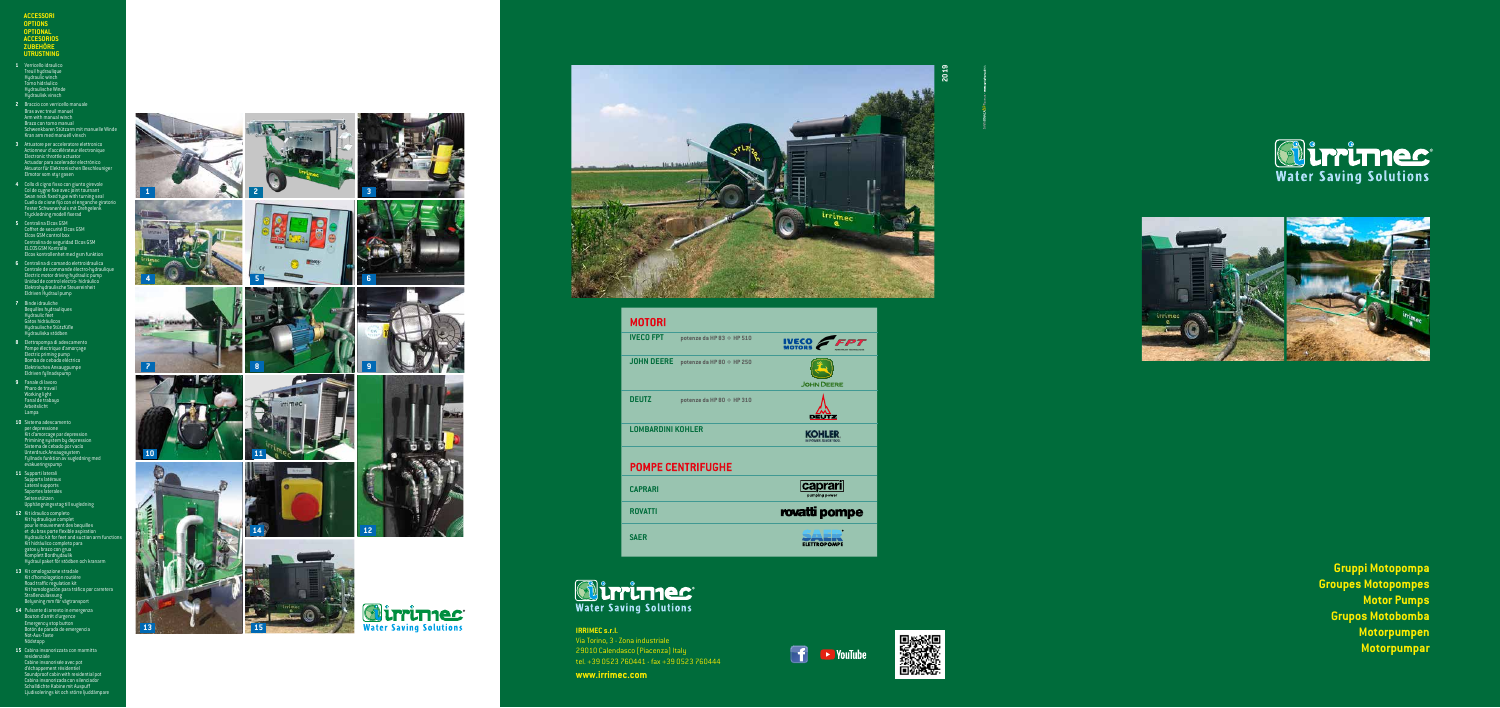## ACCESSORI
## OPTIONS
## OPTIONAL
## ACCESORIOS
## ZUBEHÖRE
## UTRUSTNING

1. Verricello idraulico
   Treuil hydraulique
   Hydraulic winch
   Torno hidráulico
   Hydraulische Winde
   Hydraulisk vinsch
2. Braccio con verricello manuale
   Bras avec treuil manuel
   Arm with manual winch
   Brazo con torno manual
   Schwenkbaren Stützarm mit manuelle Winde
   Kran arm med manuell vinsch
3. Attuatore per acceleratore elettronico
   Actionneur d'accélérateur électronique
   Electronic throttle actuator
   Actuador para acelerador electrónico
   Aktuator für Elektronischen Beschleuniger
   Elrestor som styr gasen
4. Collo di cigno fisso con giunto girevole
   Col de cygne fixe avec joint tournant
   Swan neck fixed type with turning seal
   Cuello de cisne fijo con el engranaje giratorio
   Fester Schwanenhals mit Drehgelenk
   Trygledning modell fixerad
5. Centralina Elcos SSM
   Coffret de sécurité Elcos SSM
   Elcos SSM control box
   Centralita de seguridad Elcos SSM
   ELCOS SSM Kontrolle
   Elcos kontrollenhet med gsm funktion
6. Centralina di comando elettroidraulica
   Centrale de commande électrohydraulique
   Electric motor driving hydraulic pump
   Unidad de control electro- hidráulico
   Elektrohydraulische Steuereinheit
   Eldriven hydraulpump
7. Bindie idrauliche
   Béquilles hydrauliques
   Hydraulic feet
   Gatas hidráulicas
   Hydraulische Stützfüße
   Hydrauliska stödben
8. Elettropompa di adescamento
   Pompe électrique d'amorçage
   Electric priming pump
   Bomba de cebado eléctrica
   Elektrisches Ansaugpumpe
   Eldriven fyllnadspump
9. Faro di lavoro
   Phare de travail
   Working light
   Faro de trabajo
   Arbeitslicht
   Lampa
10. Sistema adescamento per depressione
    Kit d'amorçage par depression
    Primming system by depression
    Sistema de cebado por vacío
    Unterdruck-Ansaugsystem
    Fyllnads funktion av sugledning med evakueringspump
11. Supporti laterali
    Supports latéraux
    Lateral supports
    Soportes laterales
    Seitenstützen
    Upphängningsstag för sugledning
12. Kit idraulico completo
    Kit hydraulique complet pour le mouvement des bequilles et du bras porte flexible aspiration
    Hydraulic kit for feet and suction arm functions
    Kit hidráulico completo para gatas y brazo con grúa
    Komplett Bodhydraulik
    Hydraul paket för stödben och kranarm
13. Kit omologazione stradale
    Kit d'homologation routière
    Road traffic regulation kit
    Kit homologación para tráfico por carretera
    Straßenzulassung
    Belysning mm för vägtransport
14. Pulsante di arresto in emergenza
    Bouton d'arrêt d'urgence
    Emergency stop button
    Botón de parada de emergencia
    Not-Aus-Taste
    Nödstopp
15. Cabina insonorizzata con marmitta residenziale
    Cabine insonorisée avec pot d'échappement résidentiel
    Soundproof cabin with residential pot
    Cabina insonorizada con silenciador
    Schalldichte Kabine mit Auspuff
    Ljudisolering+ tal och större ljuddämpare

## MOTORI

| | | |
|---|---|---|
| IVECO FPT | potenza da HP 83 ÷ HP 510 | IVECO MOTORS FPT |
| JOHN DEERE | potenza da HP 80 ÷ HP 250 | JOHN DEERE |
| DEUTZ | potenza da HP 80 ÷ HP 310 | DEUTZ |
| LOMBARDINI KOHLER | | KOHLER |

## POMPE CENTRIFUGHE

| | |
|---|---|
| CAPRARI | caprari pumping power |
| ROVATTI | rovatti pompe |
| SAER | SAER ELETTROPOMPE |

irrimec Water Saving Solutions

**IRRIMEC s.r.l.**
Via Torino, 3 - Zona industriale
29010 Calendasco (Piacenza) Italy
tel. +39 0523 760441 - fax +39 0523 760444

**www.irrimec.com**

2019

irrimec Water Saving Solutions

**Gruppi Motopompa**
**Groupes Motopompes**
**Motor Pumps**
**Grupos Motobomba**
**Motorpumpen**
**Motorpumpar**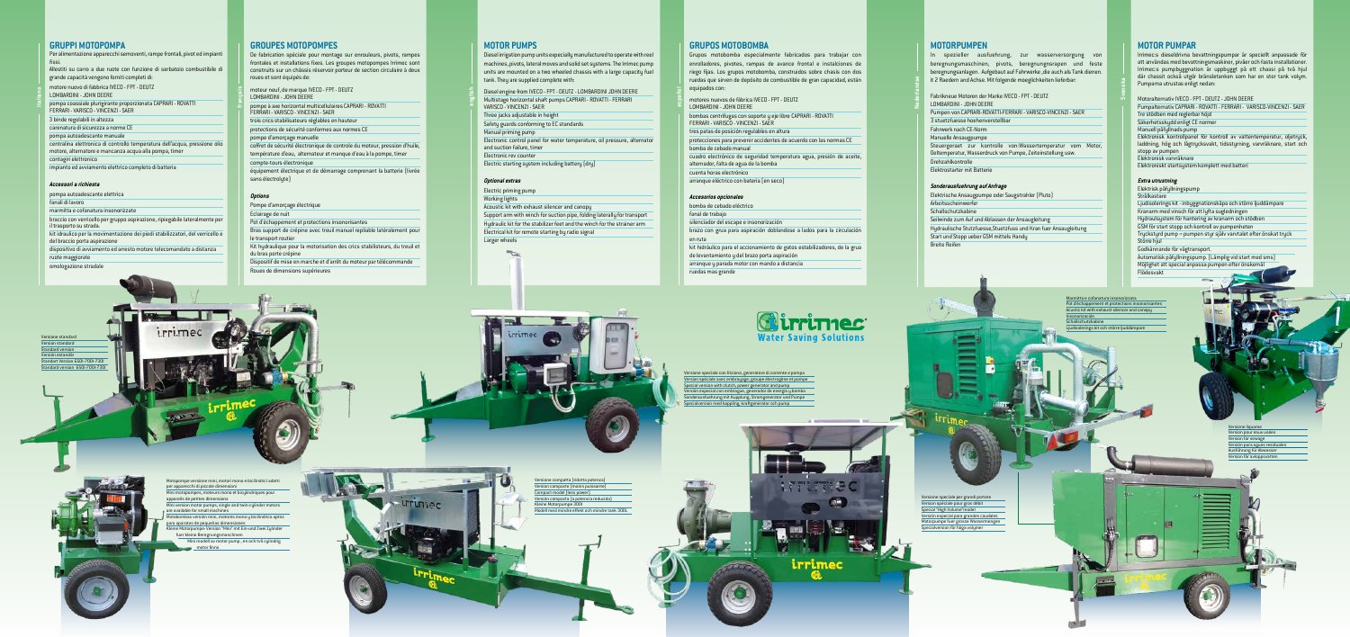## GRUPPI MOTOPOMPA

Per alimentazione apparecchi semoventi, rampe frontali, pivot ed impianti fissi.

Allestiti su carro a due ruote con funzione di serbatoio combustibile di grande capacità vengono forniti completi di:

- motore nuovo di fabbrica IVECO - FPT - DEUTZ LOMBARDINI - JOHN DEERE
- pompa coassiale ad alta prevalenza CAPRARI - ROVATTI FERRARI - VARISCO - VINCENZI - SAER
- 3 binde regolabili in altezza
- carenatura di sicurezza a norme CE
- pompa autoadescante manuale
- centralina elettronica di controllo temperatura dell'acqua, pressione olio motore, alternatore e mancanza acqua alla pompa, timer
- contagiri elettronico
- impianto ed avviamento elettrico completo di batteria

### *Accessori a richiesta*

- pompa autoadescante elettrica
- fanali di lavoro
- marmitta e cofanatura insonorizzate
- braccio con verricello per gruppo aspirazione, ripiegabile lateralmente per il trasporto su strada.
- kit idraulico per la movimentazione dei piedi stabilizzatori, del verricello e del braccio porta aspirazione
- dispositivo di avviamento ed arresto motore telecomandato a distanza
- ruote maggiorate
- omologazione stradale

## GROUPES MOTOPOMPES

De fabrication spéciale pour montage sur enrouleurs, pivots, rampes frontales et installations fixes. Les groupes motopompes Irrimec sont construits sur un châssis réservoir porteur de section circulaire à deux roues et sont équipés de:

- moteur neuf, de marque IVECO - FPT - DEUTZ LOMBARDINI - JOHN DEERE
- pompe à axe horizontal multicellulaires CAPRARI - ROVATTI FERRARI - VARISCO - VINCENZI - SAER
- trois crics stabilisateurs réglables en hauteur
- protections de sécurité conformes aux normes CE
- pompe d'amorçage manuelle
- coffret de sécurité électronique de contrôle du moteur, pression d'huile, température d'eau, alternateur et manque d'eau à la pompe, timer
- compte-tours électronique
- équipement électrique et de démarrage comprenant la batterie (livrée sans électrolyte)

### *Options*

- Pompe d'amorçage électrique
- Eclairage de nuit
- Pot d'échappement et protections insonorisantes
- Bras support de crépine avec treuil manuel repliable latéralement pour le transport routier
- Kit hydraulique pour la motorisation des crics stabilisateurs, du treuil et du bras porte crépine
- Dispositif de mise en marche et d'arrêt du moteur par télécommande
- Roues de dimensions supérieures

## MOTOR PUMPS

Diesel irrigation pump units especially manufactured to operate with reel machines, pivots, lateral moves and solid set systems. The Irrimec pump units are mounted on a two wheeled chassis with a large capacity fuel tank. They are supplied complete with:

- Diesel engine from IVECO - FPT - DEUTZ - LOMBARDINI JOHN DEERE
- Multistage horizontal shaft pumps CAPRARI - ROVATTI - FERRARI VARISCO - VINCENZI - SAER
- Three jacks adjustable in height
- Safety guards conforming to EC standards
- Manual priming pump
- Electronic control panel for water temperature, oil pressure, alternator and suction failure, timer
- Electronic rev counter
- Electric starting system including battery (dry)

### *Optional extras*

- Electric priming pump
- Working lights
- Acoustic kit with exhaust silencer and canopy
- Support arm with winch for suction pipe, folding laterally for transport
- Hydraulic kit for the stabilizer feet and the winch for the strainer arm
- Electrical kit for remote starting by radio signal
- Larger wheels

## GRUPOS MOTOBOMBA

Grupos motobomba especialmente fabricados para trabajar con enrolladores, pivotes, rampas de avance frontal e instalciones de riego fijas. Los grupos motobomba, construidos sobre chasis con dos ruedas que sirven de depósito de combustible de gran capacidad, están equipados con:

- motores nuevos de fábrica IVECO - FPT - DEUTZ LOMBARDINI - JOHN DEERE
- bombas centrífugas con soporte y eje libre CAPRARI - ROVATTI FERRARI - VARISCO - VINCENZI - SAER
- tres patas de posición regulables en altura
- protecciones para prevenir accidentes de acuerdo con las normas CE
- bomba de cebado manual
- cuadro electrónico de seguridad temperatura agua, presión de aceite, alternador, falta de agua de la bomba
- cuenta horas electrónico
- arranque eléctrico con batería (en seco)

### *Accesorios opcionales*

- bomba de cebado eléctrico
- fanal de trabajo
- silenciador del escape e insonorización
- brazo con grua para aspiración doblandose a lados para la circulación en ruta
- kit hidráulico para el accionamiento de gatos estabilizadores, de la grua de levantamiento y del brazo porta aspiración
- arranque y parada motor con mando a distancia
- ruedas más grande

## MOTORPUMPEN

In spezieller ausfuehrung, zur wasserversorgung von beregnungsmaschinen, pivots, beregnungsrapen und feste beregnungsanlagen. Aufgebaut auf Fahrwerke, die auch als Tank dienen. Ii 2 Raedern und Achse. Mit folgende moeglichkeiten lieferbar:

- Fabrikneue Motoren der Marke IVECO - FPT - DEUTZ LOMBARDINI - JOHN DEERE
- Pumpen von CAPRARI-ROVATTI-FERRARI - VARISCO-VINCENZI - SAER
- 3 stuetzfuesse hoehenverstellbar
- Fahrwerk nach CE-Norm
- Manuelle Ansaugpumpe
- Steuergeraet zur kontrolle von:Wassertemperatur vom Motor, Oeltemperatur, Wasserdruck von Pumpe, Zeiteinstellung usw.
- Drehzahlkontrolle
- Elektrostarter mit Batterie

### *Sonderausfuehrung auf Anfrage*

- Elektrische Ansaugpumpe oder Saugstrahler (Pluto)
- Arbeitsscheinwerfer
- Schallschutzkabine
- Seitlende zum Auf und Ablassen der Ansaugleitung
- Hydraulische Stutzfuesse,Stuetzfuss und Kran fuer Ansaugleitung
- Start und Stopp ueber GSM mittels Handy
- Breite Reifen

## MOTOR PUMPAR

Irrimec:s dieseldrivna bevattningspumpar är speciellt anpassade för att användas med bevattningsmaskiner, pivåer och fasta installationer. Irrimec:s pumpbyggnation är uppbyggt på ett chassi på två hjul där chassit också utgör bränsletanken som har en stor tank volym. Pumparna utrustas enligt nedan:

- Motoralternativ IVECO - FPT - DEUTZ - JOHN DEERE
- Pumpalternativ CAPRARI - ROVATTI - FERRARI - VARISCO-VINCENZI - SAER
- Tre stödben med reglerbar höjd
- Säkerhetsskydd enligt CE normer
- Manuell påfyllnads pump
- Elektronisk kontrollpanel för kontroll av vattentemperatur, oljetryck, laddning, hög och lågtrycksvakt, tidsstyrning, varvräknare, start och stopp av pumpen
- Elektronisk varvräknare
- Elektroniskt startsystem komplett med batteri

### *Extra utrustning*

- Elektrisk påfyllningspump
- Strålkastare
- Ljudisolerings kit - inbyggnationskåpa och större ljuddämpare
- Kranarm med vinsch för att lyfta sugledningen
- Hydraulsystem för hantering av kranarm och stödben
- GSM för start stopp och kontroll av pumpenheten
- Tryckstyrd pump – pumpen styr själv varvtalet efter önskat tryck
- Större hjul
- Godkännande för vägtransport.
- Automatisk påfyllningspump. (Lämplig vid start med sms)
- Möjlighet att speciall anpassa pumpen efter önskemål
- Flödesvakt

Versione standard
Version standard
Standard version
Versión estandar
Standard Version 6.60-7.00-7.30
Standard version 6.60-7.00-7.30

Versione speciale con frizione, generatore di corrente e pompa
Version spéciale avec embrayage, groupe électrogène et pompe
Special version with clutch, power generator and pump
Versión especial con embrague, generador de energía y bomba
Sonderausfuehrung mit Kupplung, Stromgenerator und Pumpe
Specialversion med koppling, kraftgenerator och pump

Marmitta e cofanatura insonorizzata
Pot d'échappement et protections insonorisantes
Acustic kit with exhaust silencer and canopy
Insonorización
Schallschutzkabine
Ljudisolerings kit och större ljuddämpare

Motopompe versione mini, motori mono e bicilindrici adatti per apparecchi di piccole dimensioni
Mini motopompes, moteurs mono et bicylindriques pour appareils de petites dimensions
Mini version motor pumps, single and twin-cylinder motors are available for small machines
Motobombas versión mini, motores mono y bicilíndrico aptos para aparatos de pequeñas dimensiones
Kleine Motorpumpe Version "Mini" mit Ein und Zwei Zylinder fuer Kleine Beregnungsmaschinen
Mini modell av motor pump , en och två cylindrig motor finns

Versione compatta (ridotta potenza)
Version compacte (moins puissante)
Compact model (less power)
Versión compacta (a potencia reducida)
Kleine Motorpumpe 2001
Modell med mindre effekt och mindre tank 300L

Versione speciale per grandi portate
Version spéciale pour gros débit
Special "High Volume" model
Versión especial para grandes caudales
Motorpumpe fuer grosse Wassermengen
Specialversion för höga volymer

Versione liquami
Version pour eaux usées
Version for sewage
Versión para aguas residuales
Ausführung für Abwässer
Version för avloppsvatten

Water Saving Solutions